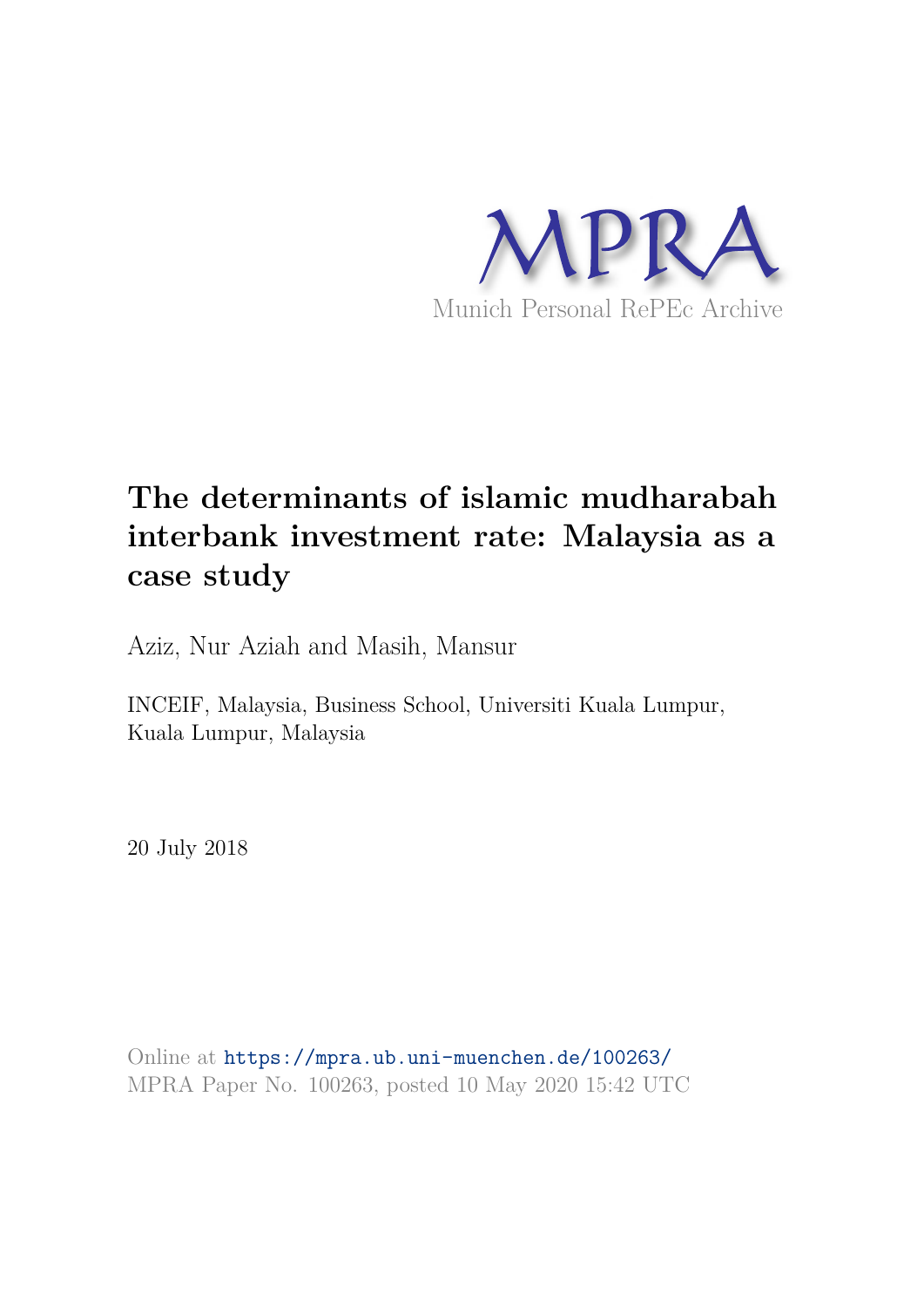MPRA

Munich Personal RePEc Archive

# The determinants of islamic mudharabah interbank investment rate: Malaysia as a case study

Aziz, Nur Aziah and Masih, Mansur

INCEIF, Malaysia, Business School, Universiti Kuala Lumpur, Kuala Lumpur, Malaysia

20 July 2018

Online at https://mpra.ub.uni-muenchen.de/100263/
MPRA Paper No. 100263, posted 10 May 2020 15:42 UTC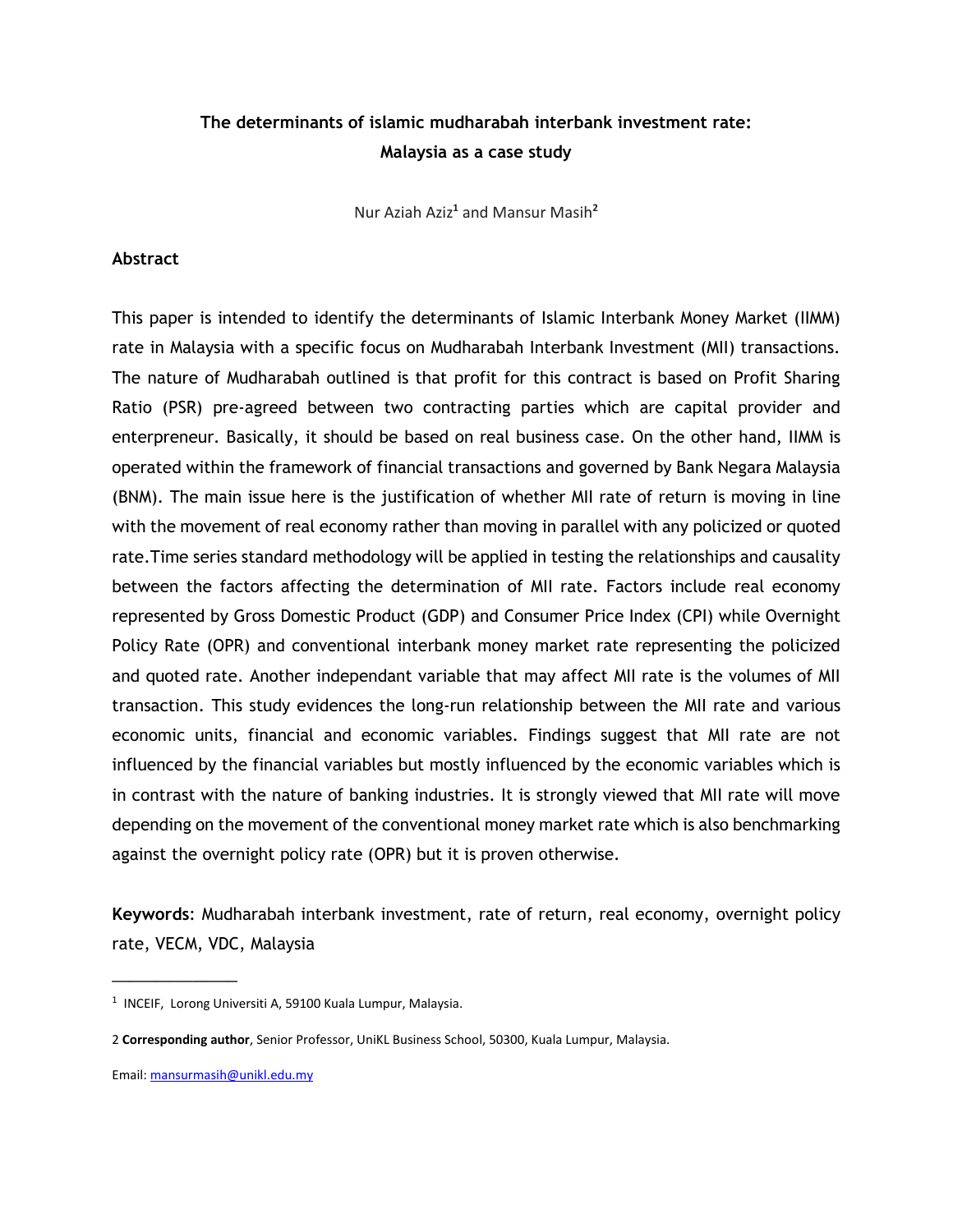# The determinants of islamic mudharabah interbank investment rate: Malaysia as a case study

Nur Aziah Aziz[1] and Mansur Masih[2]

## Abstract

This paper is intended to identify the determinants of Islamic Interbank Money Market (IIMM) rate in Malaysia with a specific focus on Mudharabah Interbank Investment (MII) transactions. The nature of Mudharabah outlined is that profit for this contract is based on Profit Sharing Ratio (PSR) pre-agreed between two contracting parties which are capital provider and enterpreneur. Basically, it should be based on real business case. On the other hand, IIMM is operated within the framework of financial transactions and governed by Bank Negara Malaysia (BNM). The main issue here is the justification of whether MII rate of return is moving in line with the movement of real economy rather than moving in parallel with any policized or quoted rate.Time series standard methodology will be applied in testing the relationships and causality between the factors affecting the determination of MII rate. Factors include real economy represented by Gross Domestic Product (GDP) and Consumer Price Index (CPI) while Overnight Policy Rate (OPR) and conventional interbank money market rate representing the policized and quoted rate. Another independant variable that may affect MII rate is the volumes of MII transaction. This study evidences the long-run relationship between the MII rate and various economic units, financial and economic variables. Findings suggest that MII rate are not influenced by the financial variables but mostly influenced by the economic variables which is in contrast with the nature of banking industries. It is strongly viewed that MII rate will move depending on the movement of the conventional money market rate which is also benchmarking against the overnight policy rate (OPR) but it is proven otherwise.

**Keywords**: Mudharabah interbank investment, rate of return, real economy, overnight policy rate, VECM, VDC, Malaysia

---

[1] INCEIF, Lorong Universiti A, 59100 Kuala Lumpur, Malaysia.

[2] **Corresponding author**, Senior Professor, UniKL Business School, 50300, Kuala Lumpur, Malaysia.

Email: mansurmasih@unikl.edu.my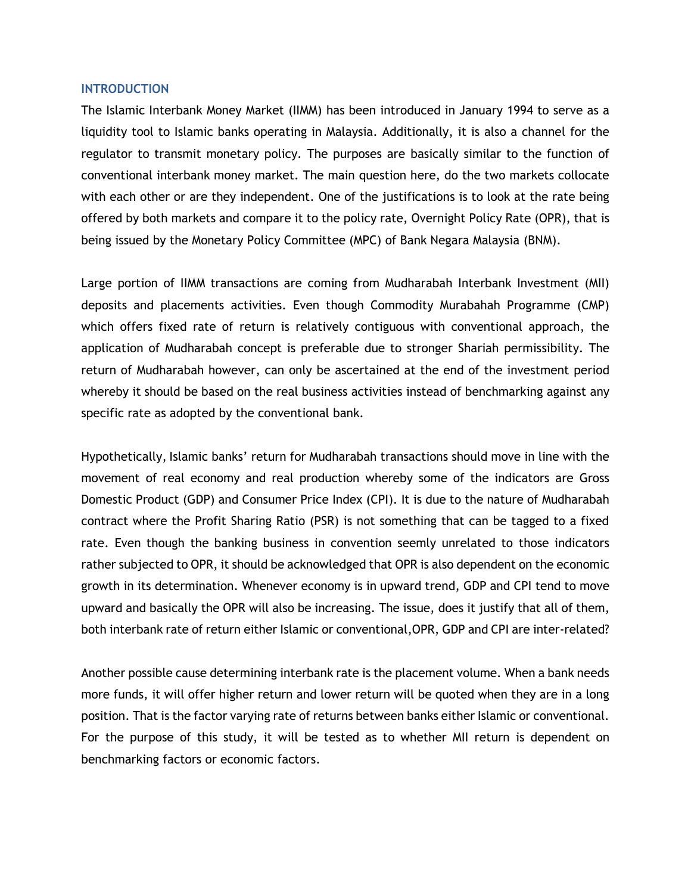## INTRODUCTION

The Islamic Interbank Money Market (IIMM) has been introduced in January 1994 to serve as a liquidity tool to Islamic banks operating in Malaysia. Additionally, it is also a channel for the regulator to transmit monetary policy. The purposes are basically similar to the function of conventional interbank money market. The main question here, do the two markets collocate with each other or are they independent. One of the justifications is to look at the rate being offered by both markets and compare it to the policy rate, Overnight Policy Rate (OPR), that is being issued by the Monetary Policy Committee (MPC) of Bank Negara Malaysia (BNM).

Large portion of IIMM transactions are coming from Mudharabah Interbank Investment (MII) deposits and placements activities. Even though Commodity Murabahah Programme (CMP) which offers fixed rate of return is relatively contiguous with conventional approach, the application of Mudharabah concept is preferable due to stronger Shariah permissibility. The return of Mudharabah however, can only be ascertained at the end of the investment period whereby it should be based on the real business activities instead of benchmarking against any specific rate as adopted by the conventional bank.

Hypothetically, Islamic banks' return for Mudharabah transactions should move in line with the movement of real economy and real production whereby some of the indicators are Gross Domestic Product (GDP) and Consumer Price Index (CPI). It is due to the nature of Mudharabah contract where the Profit Sharing Ratio (PSR) is not something that can be tagged to a fixed rate. Even though the banking business in convention seemly unrelated to those indicators rather subjected to OPR, it should be acknowledged that OPR is also dependent on the economic growth in its determination. Whenever economy is in upward trend, GDP and CPI tend to move upward and basically the OPR will also be increasing. The issue, does it justify that all of them, both interbank rate of return either Islamic or conventional,OPR, GDP and CPI are inter-related?

Another possible cause determining interbank rate is the placement volume. When a bank needs more funds, it will offer higher return and lower return will be quoted when they are in a long position. That is the factor varying rate of returns between banks either Islamic or conventional. For the purpose of this study, it will be tested as to whether MII return is dependent on benchmarking factors or economic factors.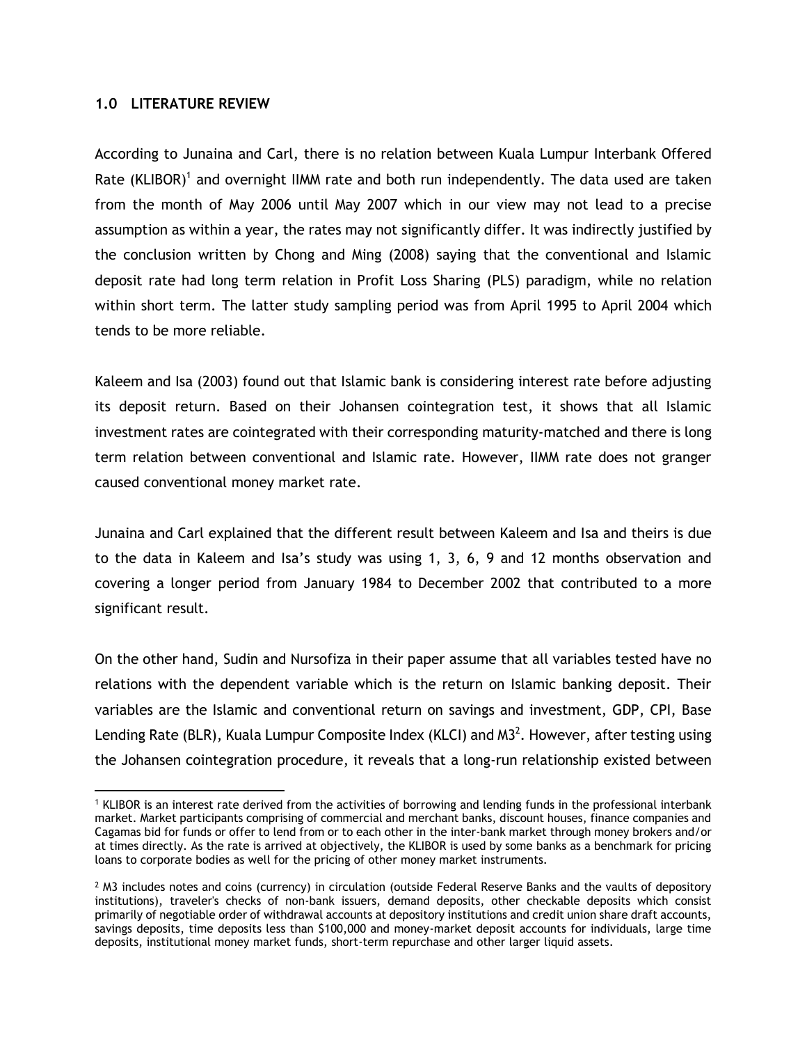## 1.0 LITERATURE REVIEW

According to Junaina and Carl, there is no relation between Kuala Lumpur Interbank Offered Rate (KLIBOR)[1] and overnight IIMM rate and both run independently. The data used are taken from the month of May 2006 until May 2007 which in our view may not lead to a precise assumption as within a year, the rates may not significantly differ. It was indirectly justified by the conclusion written by Chong and Ming (2008) saying that the conventional and Islamic deposit rate had long term relation in Profit Loss Sharing (PLS) paradigm, while no relation within short term. The latter study sampling period was from April 1995 to April 2004 which tends to be more reliable.

Kaleem and Isa (2003) found out that Islamic bank is considering interest rate before adjusting its deposit return. Based on their Johansen cointegration test, it shows that all Islamic investment rates are cointegrated with their corresponding maturity-matched and there is long term relation between conventional and Islamic rate. However, IIMM rate does not granger caused conventional money market rate.

Junaina and Carl explained that the different result between Kaleem and Isa and theirs is due to the data in Kaleem and Isa's study was using 1, 3, 6, 9 and 12 months observation and covering a longer period from January 1984 to December 2002 that contributed to a more significant result.

On the other hand, Sudin and Nursofiza in their paper assume that all variables tested have no relations with the dependent variable which is the return on Islamic banking deposit. Their variables are the Islamic and conventional return on savings and investment, GDP, CPI, Base Lending Rate (BLR), Kuala Lumpur Composite Index (KLCI) and M3[2]. However, after testing using the Johansen cointegration procedure, it reveals that a long-run relationship existed between

---

[1] KLIBOR is an interest rate derived from the activities of borrowing and lending funds in the professional interbank market. Market participants comprising of commercial and merchant banks, discount houses, finance companies and Cagamas bid for funds or offer to lend from or to each other in the inter-bank market through money brokers and/or at times directly. As the rate is arrived at objectively, the KLIBOR is used by some banks as a benchmark for pricing loans to corporate bodies as well for the pricing of other money market instruments.

[2] M3 includes notes and coins (currency) in circulation (outside Federal Reserve Banks and the vaults of depository institutions), traveler's checks of non-bank issuers, demand deposits, other checkable deposits which consist primarily of negotiable order of withdrawal accounts at depository institutions and credit union share draft accounts, savings deposits, time deposits less than $100,000 and money-market deposit accounts for individuals, large time deposits, institutional money market funds, short-term repurchase and other larger liquid assets.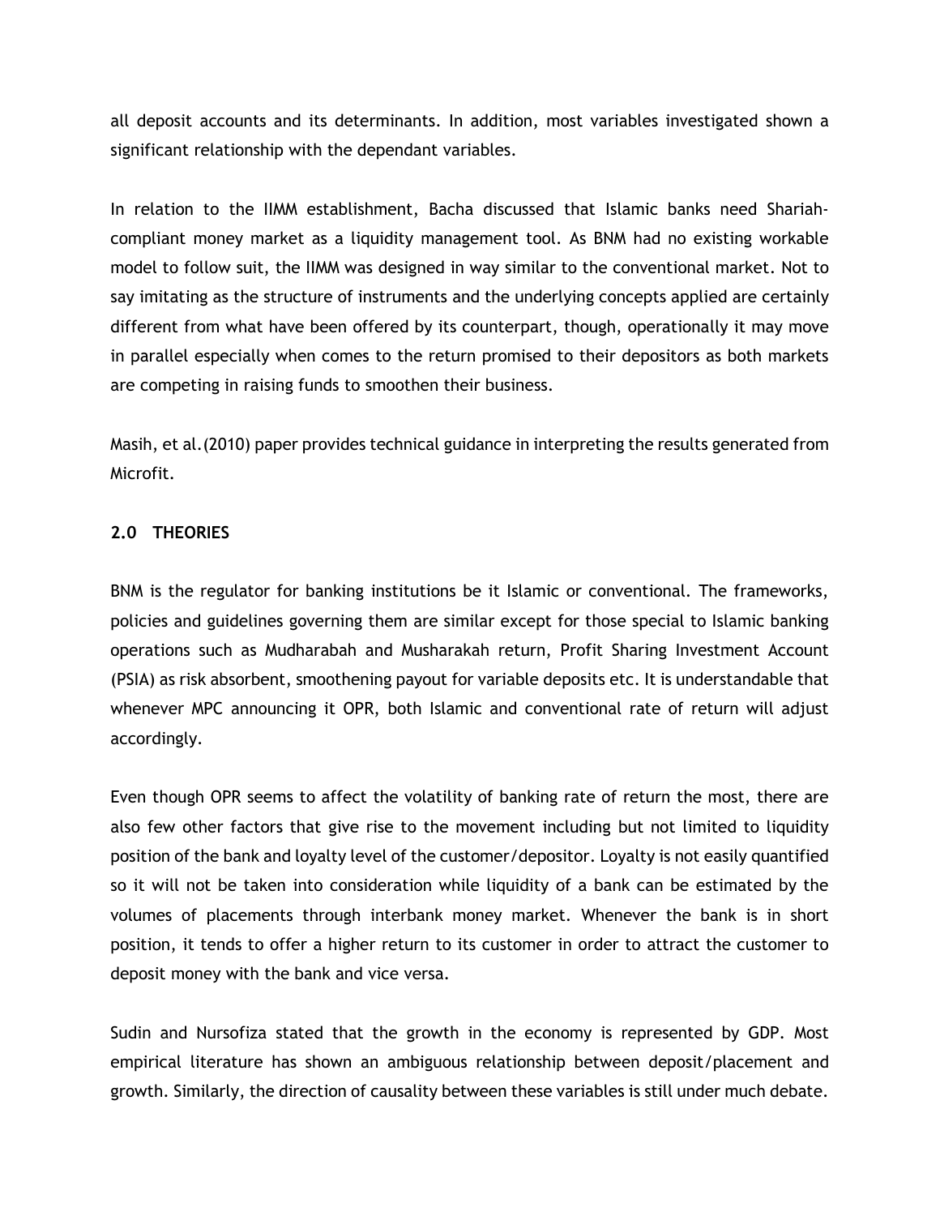all deposit accounts and its determinants. In addition, most variables investigated shown a significant relationship with the dependant variables.

In relation to the IIMM establishment, Bacha discussed that Islamic banks need Shariah-compliant money market as a liquidity management tool. As BNM had no existing workable model to follow suit, the IIMM was designed in way similar to the conventional market. Not to say imitating as the structure of instruments and the underlying concepts applied are certainly different from what have been offered by its counterpart, though, operationally it may move in parallel especially when comes to the return promised to their depositors as both markets are competing in raising funds to smoothen their business.

Masih, et al.(2010) paper provides technical guidance in interpreting the results generated from Microfit.

## 2.0 THEORIES

BNM is the regulator for banking institutions be it Islamic or conventional. The frameworks, policies and guidelines governing them are similar except for those special to Islamic banking operations such as Mudharabah and Musharakah return, Profit Sharing Investment Account (PSIA) as risk absorbent, smoothening payout for variable deposits etc. It is understandable that whenever MPC announcing it OPR, both Islamic and conventional rate of return will adjust accordingly.

Even though OPR seems to affect the volatility of banking rate of return the most, there are also few other factors that give rise to the movement including but not limited to liquidity position of the bank and loyalty level of the customer/depositor. Loyalty is not easily quantified so it will not be taken into consideration while liquidity of a bank can be estimated by the volumes of placements through interbank money market. Whenever the bank is in short position, it tends to offer a higher return to its customer in order to attract the customer to deposit money with the bank and vice versa.

Sudin and Nursofiza stated that the growth in the economy is represented by GDP. Most empirical literature has shown an ambiguous relationship between deposit/placement and growth. Similarly, the direction of causality between these variables is still under much debate.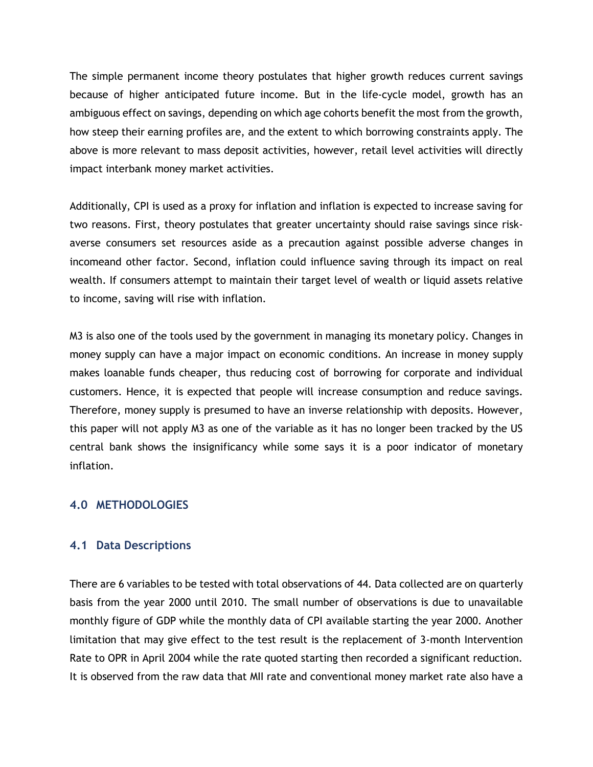The simple permanent income theory postulates that higher growth reduces current savings because of higher anticipated future income. But in the life-cycle model, growth has an ambiguous effect on savings, depending on which age cohorts benefit the most from the growth, how steep their earning profiles are, and the extent to which borrowing constraints apply. The above is more relevant to mass deposit activities, however, retail level activities will directly impact interbank money market activities.

Additionally, CPI is used as a proxy for inflation and inflation is expected to increase saving for two reasons. First, theory postulates that greater uncertainty should raise savings since risk-averse consumers set resources aside as a precaution against possible adverse changes in incomeand other factor. Second, inflation could influence saving through its impact on real wealth. If consumers attempt to maintain their target level of wealth or liquid assets relative to income, saving will rise with inflation.

M3 is also one of the tools used by the government in managing its monetary policy. Changes in money supply can have a major impact on economic conditions. An increase in money supply makes loanable funds cheaper, thus reducing cost of borrowing for corporate and individual customers. Hence, it is expected that people will increase consumption and reduce savings. Therefore, money supply is presumed to have an inverse relationship with deposits. However, this paper will not apply M3 as one of the variable as it has no longer been tracked by the US central bank shows the insignificancy while some says it is a poor indicator of monetary inflation.

## 4.0 METHODOLOGIES

### 4.1 Data Descriptions

There are 6 variables to be tested with total observations of 44. Data collected are on quarterly basis from the year 2000 until 2010. The small number of observations is due to unavailable monthly figure of GDP while the monthly data of CPI available starting the year 2000. Another limitation that may give effect to the test result is the replacement of 3-month Intervention Rate to OPR in April 2004 while the rate quoted starting then recorded a significant reduction. It is observed from the raw data that MII rate and conventional money market rate also have a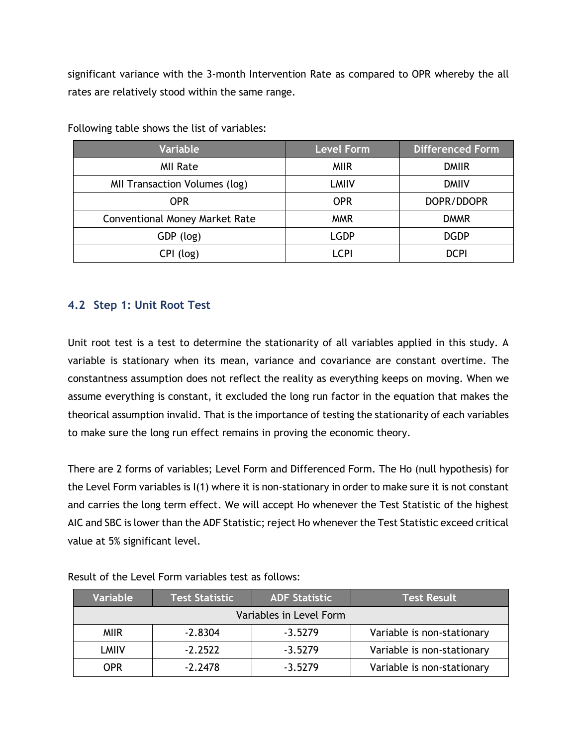significant variance with the 3-month Intervention Rate as compared to OPR whereby the all rates are relatively stood within the same range.

Following table shows the list of variables:

| Variable | Level Form | Differenced Form |
|---|---|---|
| MII Rate | MIIR | DMIIR |
| MII Transaction Volumes (log) | LMIIV | DMIIV |
| OPR | OPR | DOPR/DDOPR |
| Conventional Money Market Rate | MMR | DMMR |
| GDP (log) | LGDP | DGDP |
| CPI (log) | LCPI | DCPI |

## 4.2 Step 1: Unit Root Test

Unit root test is a test to determine the stationarity of all variables applied in this study. A variable is stationary when its mean, variance and covariance are constant overtime. The constantness assumption does not reflect the reality as everything keeps on moving. When we assume everything is constant, it excluded the long run factor in the equation that makes the theorical assumption invalid. That is the importance of testing the stationarity of each variables to make sure the long run effect remains in proving the economic theory.

There are 2 forms of variables; Level Form and Differenced Form. The Ho (null hypothesis) for the Level Form variables is I(1) where it is non-stationary in order to make sure it is not constant and carries the long term effect. We will accept Ho whenever the Test Statistic of the highest AIC and SBC is lower than the ADF Statistic; reject Ho whenever the Test Statistic exceed critical value at 5% significant level.

Result of the Level Form variables test as follows:

| Variable | Test Statistic | ADF Statistic | Test Result |
|---|---|---|---|
| Variables in Level Form | | | |
| MIIR | -2.8304 | -3.5279 | Variable is non-stationary |
| LMIIV | -2.2522 | -3.5279 | Variable is non-stationary |
| OPR | -2.2478 | -3.5279 | Variable is non-stationary |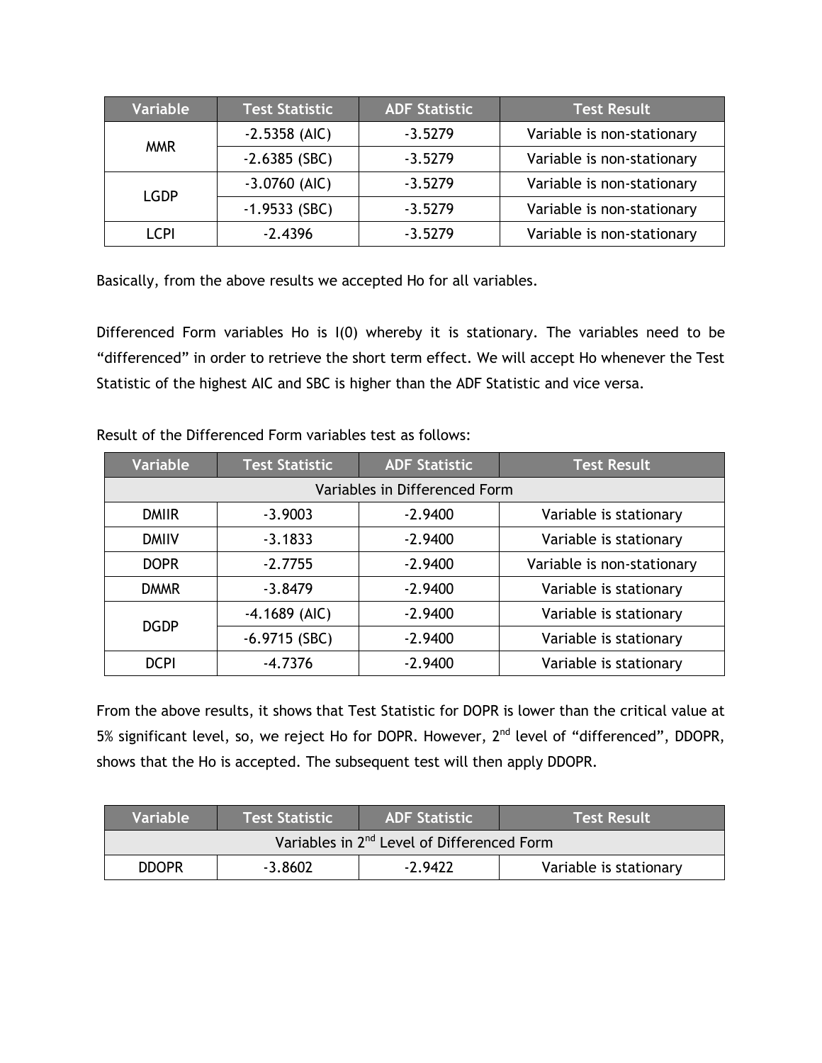| Variable | Test Statistic | ADF Statistic | Test Result |
|---|---|---|---|
| MMR | -2.5358 (AIC) | -3.5279 | Variable is non-stationary |
| | -2.6385 (SBC) | -3.5279 | Variable is non-stationary |
| LGDP | -3.0760 (AIC) | -3.5279 | Variable is non-stationary |
| | -1.9533 (SBC) | -3.5279 | Variable is non-stationary |
| LCPI | -2.4396 | -3.5279 | Variable is non-stationary |

Basically, from the above results we accepted Ho for all variables.

Differenced Form variables Ho is I(0) whereby it is stationary. The variables need to be "differenced" in order to retrieve the short term effect. We will accept Ho whenever the Test Statistic of the highest AIC and SBC is higher than the ADF Statistic and vice versa.

Result of the Differenced Form variables test as follows:

| Variable | Test Statistic | ADF Statistic | Test Result |
|---|---|---|---|
| Variables in Differenced Form | | | |
| DMIIR | -3.9003 | -2.9400 | Variable is stationary |
| DMIIV | -3.1833 | -2.9400 | Variable is stationary |
| DOPR | -2.7755 | -2.9400 | Variable is non-stationary |
| DMMR | -3.8479 | -2.9400 | Variable is stationary |
| DGDP | -4.1689 (AIC) | -2.9400 | Variable is stationary |
| | -6.9715 (SBC) | -2.9400 | Variable is stationary |
| DCPI | -4.7376 | -2.9400 | Variable is stationary |

From the above results, it shows that Test Statistic for DOPR is lower than the critical value at 5% significant level, so, we reject Ho for DOPR. However, 2nd level of "differenced", DDOPR, shows that the Ho is accepted. The subsequent test will then apply DDOPR.

| Variable | Test Statistic | ADF Statistic | Test Result |
|---|---|---|---|
| Variables in 2nd Level of Differenced Form | | | |
| DDOPR | -3.8602 | -2.9422 | Variable is stationary |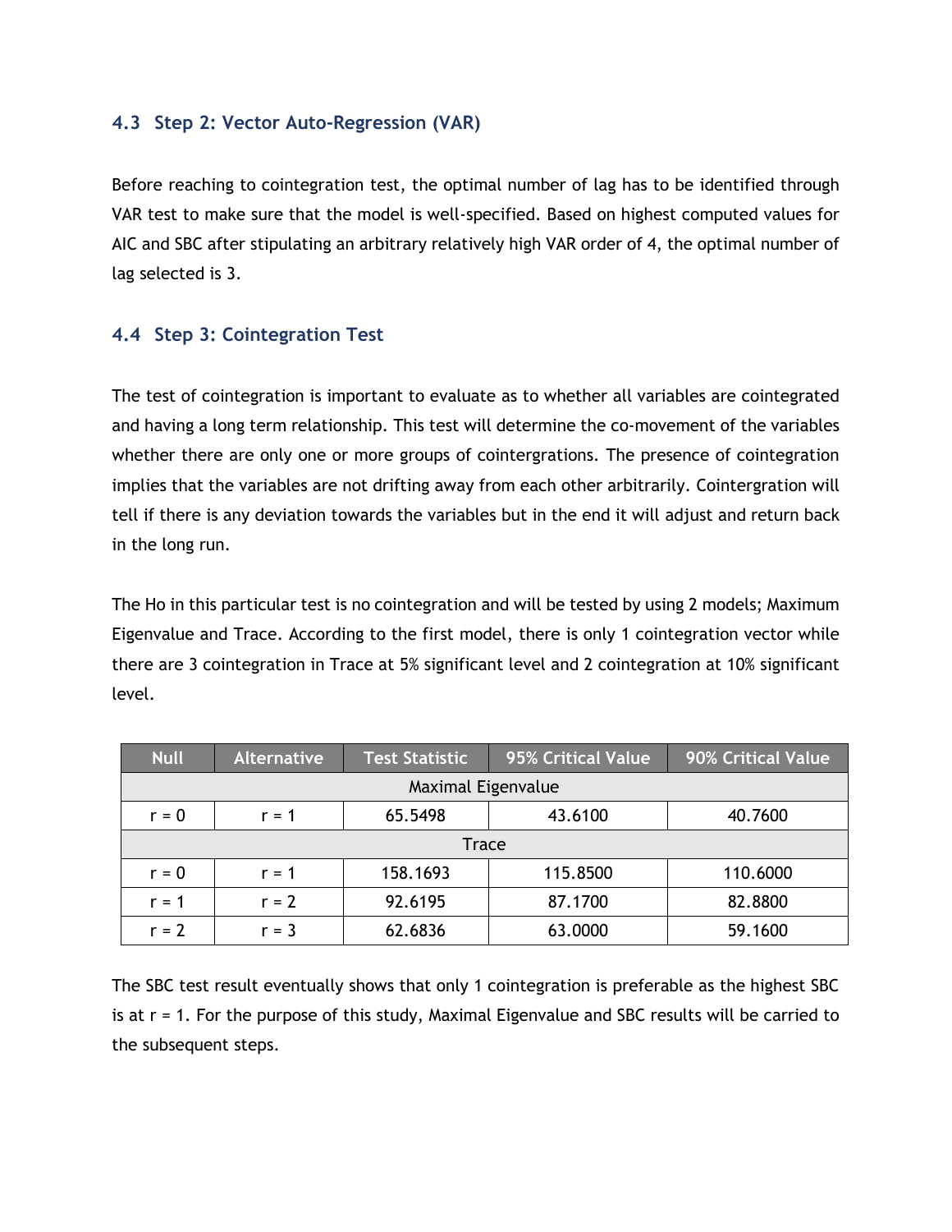### 4.3 Step 2: Vector Auto-Regression (VAR)

Before reaching to cointegration test, the optimal number of lag has to be identified through VAR test to make sure that the model is well-specified. Based on highest computed values for AIC and SBC after stipulating an arbitrary relatively high VAR order of 4, the optimal number of lag selected is 3.

### 4.4 Step 3: Cointegration Test

The test of cointegration is important to evaluate as to whether all variables are cointegrated and having a long term relationship. This test will determine the co-movement of the variables whether there are only one or more groups of cointergrations. The presence of cointegration implies that the variables are not drifting away from each other arbitrarily. Cointergration will tell if there is any deviation towards the variables but in the end it will adjust and return back in the long run.

The Ho in this particular test is no cointegration and will be tested by using 2 models; Maximum Eigenvalue and Trace. According to the first model, there is only 1 cointegration vector while there are 3 cointegration in Trace at 5% significant level and 2 cointegration at 10% significant level.

| Null | Alternative | Test Statistic | 95% Critical Value | 90% Critical Value |
|---|---|---|---|---|
| Maximal Eigenvalue | | | | |
| r = 0 | r = 1 | 65.5498 | 43.6100 | 40.7600 |
| Trace | | | | |
| r = 0 | r = 1 | 158.1693 | 115.8500 | 110.6000 |
| r = 1 | r = 2 | 92.6195 | 87.1700 | 82.8800 |
| r = 2 | r = 3 | 62.6836 | 63.0000 | 59.1600 |

The SBC test result eventually shows that only 1 cointegration is preferable as the highest SBC is at r = 1. For the purpose of this study, Maximal Eigenvalue and SBC results will be carried to the subsequent steps.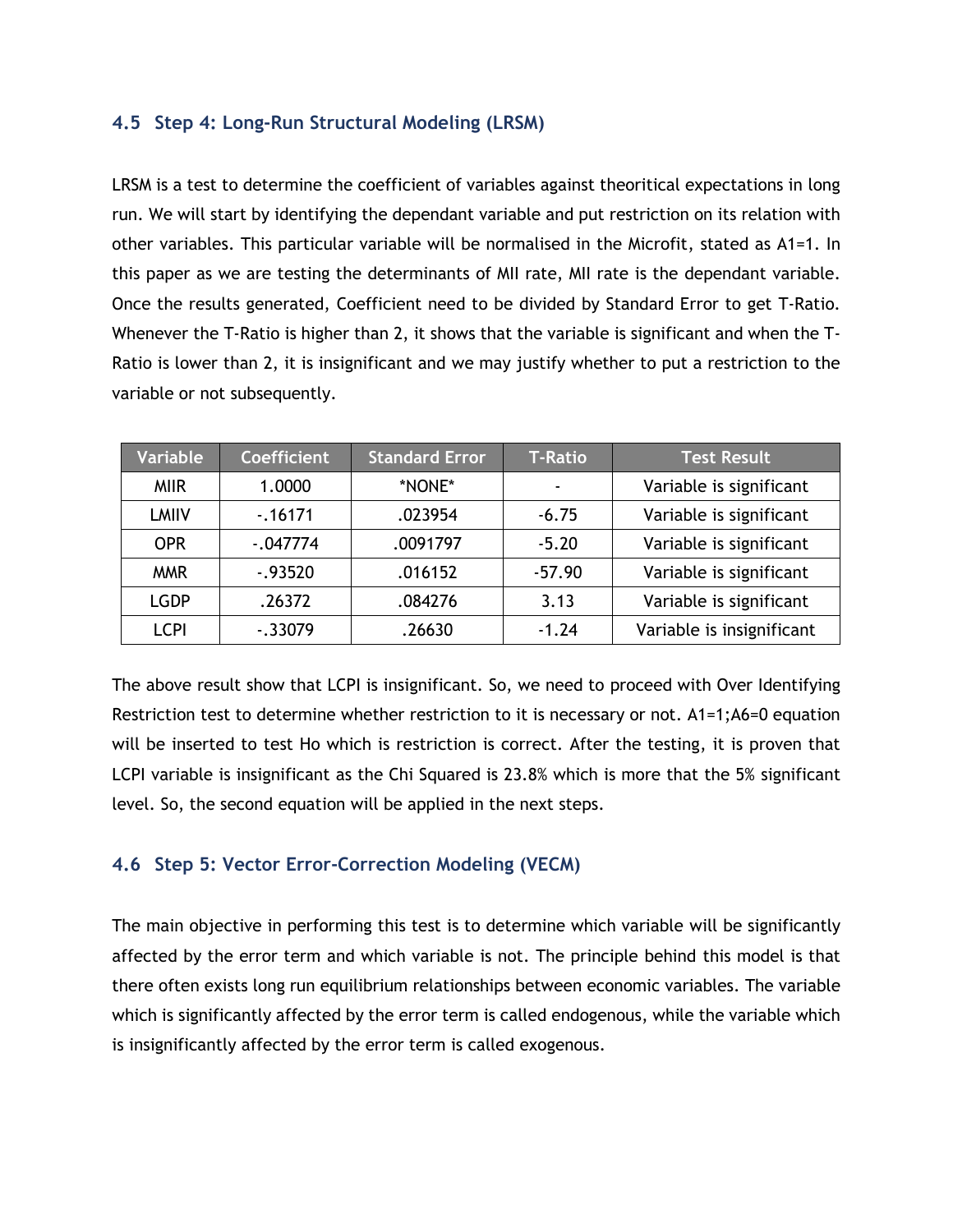### 4.5 Step 4: Long-Run Structural Modeling (LRSM)

LRSM is a test to determine the coefficient of variables against theoritical expectations in long run. We will start by identifying the dependant variable and put restriction on its relation with other variables. This particular variable will be normalised in the Microfit, stated as A1=1. In this paper as we are testing the determinants of MII rate, MII rate is the dependant variable. Once the results generated, Coefficient need to be divided by Standard Error to get T-Ratio. Whenever the T-Ratio is higher than 2, it shows that the variable is significant and when the T-Ratio is lower than 2, it is insignificant and we may justify whether to put a restriction to the variable or not subsequently.

| Variable | Coefficient | Standard Error | T-Ratio | Test Result |
|---|---|---|---|---|
| MIIR | 1.0000 | *NONE* | - | Variable is significant |
| LMIIV | -.16171 | .023954 | -6.75 | Variable is significant |
| OPR | -.047774 | .0091797 | -5.20 | Variable is significant |
| MMR | -.93520 | .016152 | -57.90 | Variable is significant |
| LGDP | .26372 | .084276 | 3.13 | Variable is significant |
| LCPI | -.33079 | .26630 | -1.24 | Variable is insignificant |

The above result show that LCPI is insignificant. So, we need to proceed with Over Identifying Restriction test to determine whether restriction to it is necessary or not. A1=1;A6=0 equation will be inserted to test Ho which is restriction is correct. After the testing, it is proven that LCPI variable is insignificant as the Chi Squared is 23.8% which is more that the 5% significant level. So, the second equation will be applied in the next steps.

### 4.6 Step 5: Vector Error-Correction Modeling (VECM)

The main objective in performing this test is to determine which variable will be significantly affected by the error term and which variable is not. The principle behind this model is that there often exists long run equilibrium relationships between economic variables. The variable which is significantly affected by the error term is called endogenous, while the variable which is insignificantly affected by the error term is called exogenous.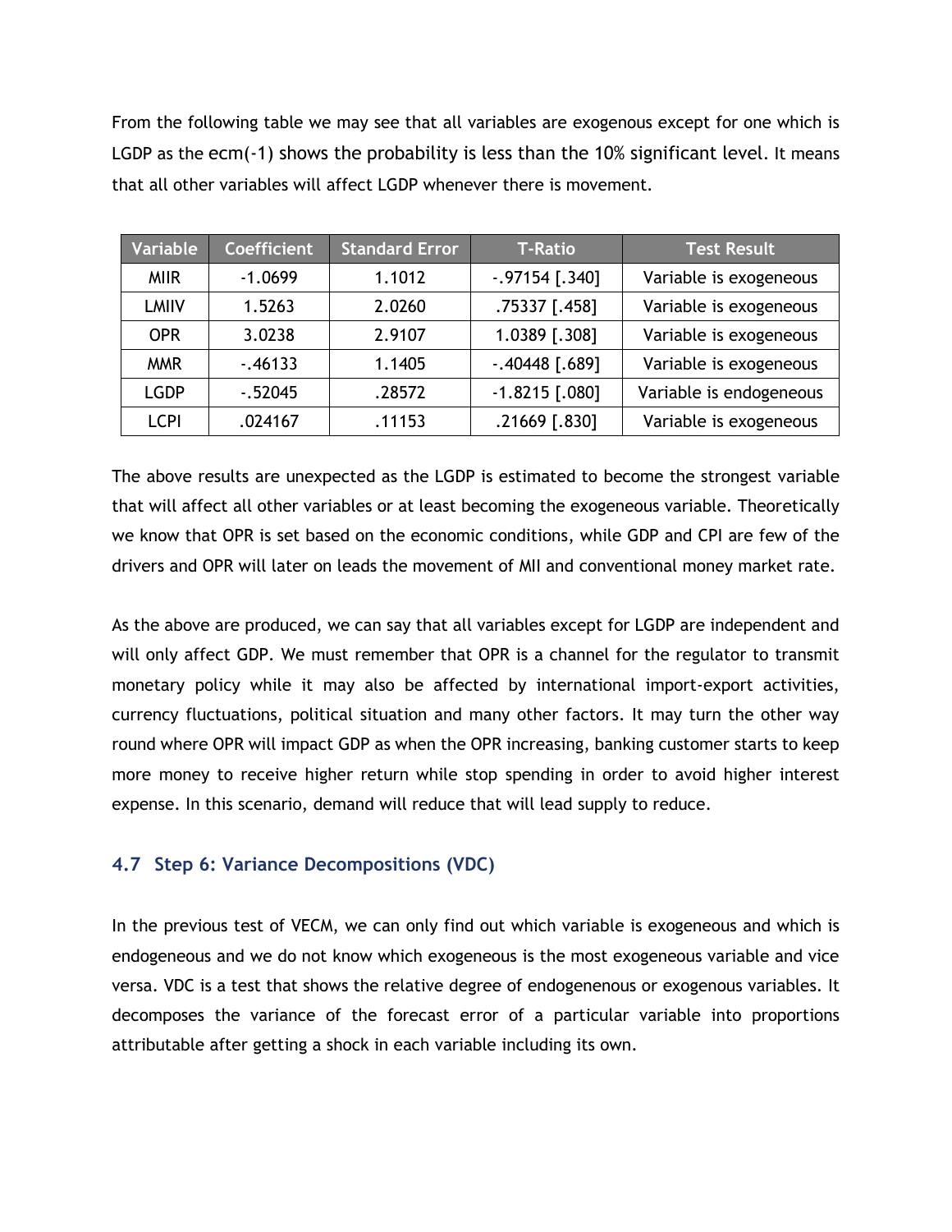From the following table we may see that all variables are exogenous except for one which is LGDP as the ecm(-1) shows the probability is less than the 10% significant level. It means that all other variables will affect LGDP whenever there is movement.

| Variable | Coefficient | Standard Error | T-Ratio | Test Result |
|---|---|---|---|---|
| MIIR | -1.0699 | 1.1012 | -.97154 [.340] | Variable is exogeneous |
| LMIIV | 1.5263 | 2.0260 | .75337 [.458] | Variable is exogeneous |
| OPR | 3.0238 | 2.9107 | 1.0389 [.308] | Variable is exogeneous |
| MMR | -.46133 | 1.1405 | -.40448 [.689] | Variable is exogeneous |
| LGDP | -.52045 | .28572 | -1.8215 [.080] | Variable is endogeneous |
| LCPI | .024167 | .11153 | .21669 [.830] | Variable is exogeneous |

The above results are unexpected as the LGDP is estimated to become the strongest variable that will affect all other variables or at least becoming the exogeneous variable. Theoretically we know that OPR is set based on the economic conditions, while GDP and CPI are few of the drivers and OPR will later on leads the movement of MII and conventional money market rate.

As the above are produced, we can say that all variables except for LGDP are independent and will only affect GDP. We must remember that OPR is a channel for the regulator to transmit monetary policy while it may also be affected by international import-export activities, currency fluctuations, political situation and many other factors. It may turn the other way round where OPR will impact GDP as when the OPR increasing, banking customer starts to keep more money to receive higher return while stop spending in order to avoid higher interest expense. In this scenario, demand will reduce that will lead supply to reduce.

### 4.7 Step 6: Variance Decompositions (VDC)

In the previous test of VECM, we can only find out which variable is exogeneous and which is endogeneous and we do not know which exogeneous is the most exogeneous variable and vice versa. VDC is a test that shows the relative degree of endogenenous or exogenous variables. It decomposes the variance of the forecast error of a particular variable into proportions attributable after getting a shock in each variable including its own.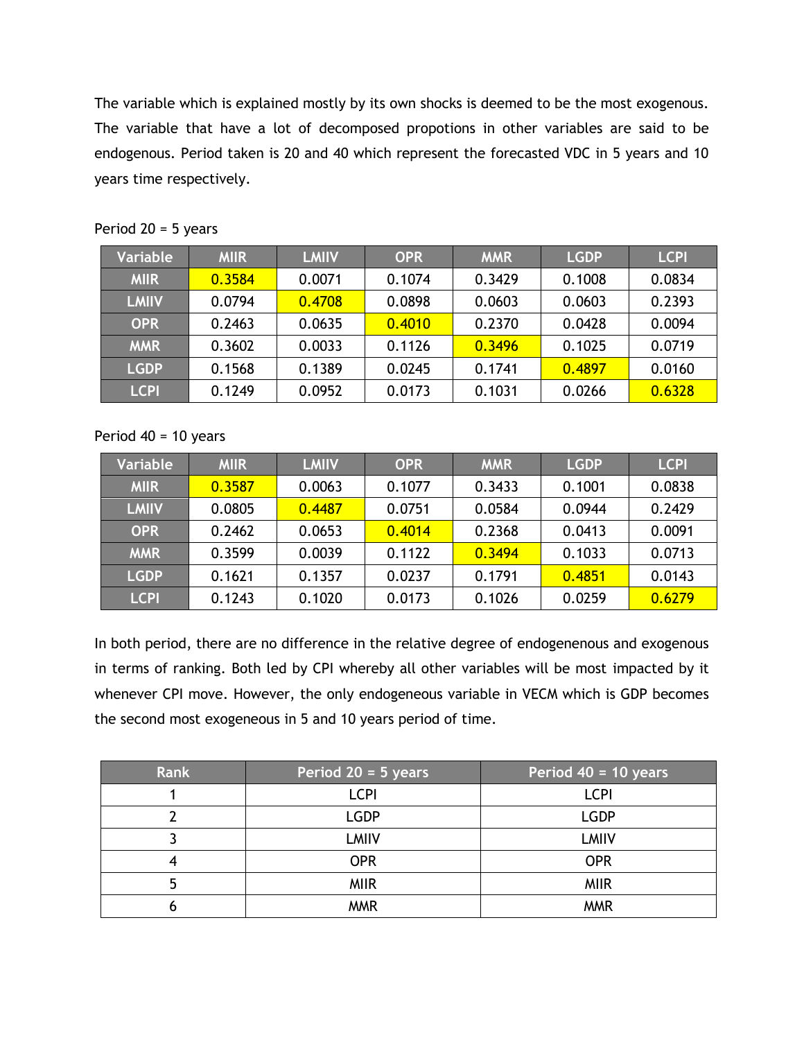The variable which is explained mostly by its own shocks is deemed to be the most exogenous. The variable that have a lot of decomposed propotions in other variables are said to be endogenous. Period taken is 20 and 40 which represent the forecasted VDC in 5 years and 10 years time respectively.

Period 20 = 5 years

| Variable | MIIR | LMIIV | OPR | MMR | LGDP | LCPI |
|---|---|---|---|---|---|---|
| MIIR | 0.3584 | 0.0071 | 0.1074 | 0.3429 | 0.1008 | 0.0834 |
| LMIIV | 0.0794 | 0.4708 | 0.0898 | 0.0603 | 0.0603 | 0.2393 |
| OPR | 0.2463 | 0.0635 | 0.4010 | 0.2370 | 0.0428 | 0.0094 |
| MMR | 0.3602 | 0.0033 | 0.1126 | 0.3496 | 0.1025 | 0.0719 |
| LGDP | 0.1568 | 0.1389 | 0.0245 | 0.1741 | 0.4897 | 0.0160 |
| LCPI | 0.1249 | 0.0952 | 0.0173 | 0.1031 | 0.0266 | 0.6328 |

Period 40 = 10 years

| Variable | MIIR | LMIIV | OPR | MMR | LGDP | LCPI |
|---|---|---|---|---|---|---|
| MIIR | 0.3587 | 0.0063 | 0.1077 | 0.3433 | 0.1001 | 0.0838 |
| LMIIV | 0.0805 | 0.4487 | 0.0751 | 0.0584 | 0.0944 | 0.2429 |
| OPR | 0.2462 | 0.0653 | 0.4014 | 0.2368 | 0.0413 | 0.0091 |
| MMR | 0.3599 | 0.0039 | 0.1122 | 0.3494 | 0.1033 | 0.0713 |
| LGDP | 0.1621 | 0.1357 | 0.0237 | 0.1791 | 0.4851 | 0.0143 |
| LCPI | 0.1243 | 0.1020 | 0.0173 | 0.1026 | 0.0259 | 0.6279 |

In both period, there are no difference in the relative degree of endogenenous and exogenous in terms of ranking. Both led by CPI whereby all other variables will be most impacted by it whenever CPI move. However, the only endogeneous variable in VECM which is GDP becomes the second most exogeneous in 5 and 10 years period of time.

| Rank | Period 20 = 5 years | Period 40 = 10 years |
|---|---|---|
| 1 | LCPI | LCPI |
| 2 | LGDP | LGDP |
| 3 | LMIIV | LMIIV |
| 4 | OPR | OPR |
| 5 | MIIR | MIIR |
| 6 | MMR | MMR |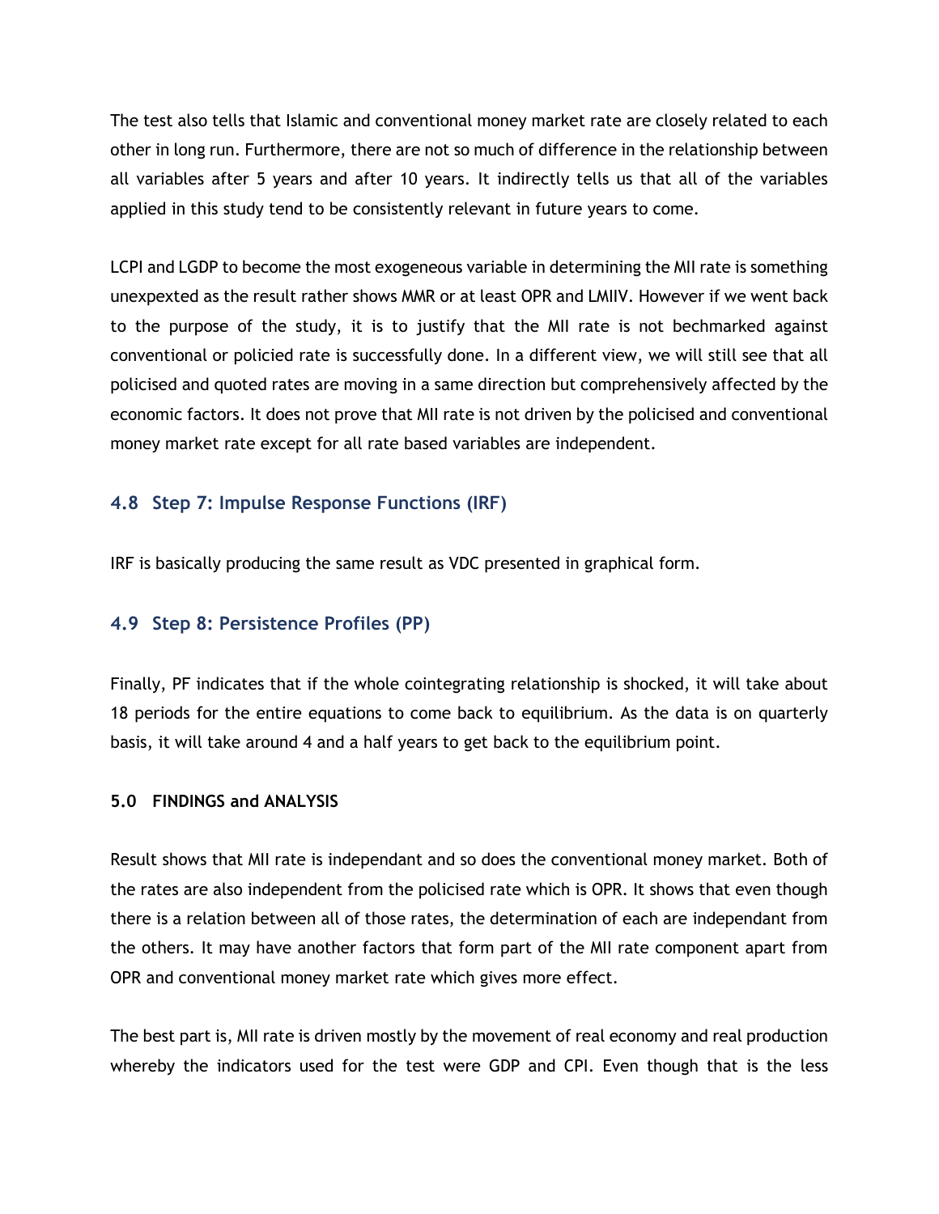The test also tells that Islamic and conventional money market rate are closely related to each other in long run. Furthermore, there are not so much of difference in the relationship between all variables after 5 years and after 10 years. It indirectly tells us that all of the variables applied in this study tend to be consistently relevant in future years to come.

LCPI and LGDP to become the most exogeneous variable in determining the MII rate is something unexpexted as the result rather shows MMR or at least OPR and LMIIV. However if we went back to the purpose of the study, it is to justify that the MII rate is not bechmarked against conventional or policied rate is successfully done. In a different view, we will still see that all policised and quoted rates are moving in a same direction but comprehensively affected by the economic factors. It does not prove that MII rate is not driven by the policised and conventional money market rate except for all rate based variables are independent.

## 4.8 Step 7: Impulse Response Functions (IRF)

IRF is basically producing the same result as VDC presented in graphical form.

## 4.9 Step 8: Persistence Profiles (PP)

Finally, PF indicates that if the whole cointegrating relationship is shocked, it will take about 18 periods for the entire equations to come back to equilibrium. As the data is on quarterly basis, it will take around 4 and a half years to get back to the equilibrium point.

**5.0 FINDINGS and ANALYSIS**

Result shows that MII rate is independant and so does the conventional money market. Both of the rates are also independent from the policised rate which is OPR. It shows that even though there is a relation between all of those rates, the determination of each are independant from the others. It may have another factors that form part of the MII rate component apart from OPR and conventional money market rate which gives more effect.

The best part is, MII rate is driven mostly by the movement of real economy and real production whereby the indicators used for the test were GDP and CPI. Even though that is the less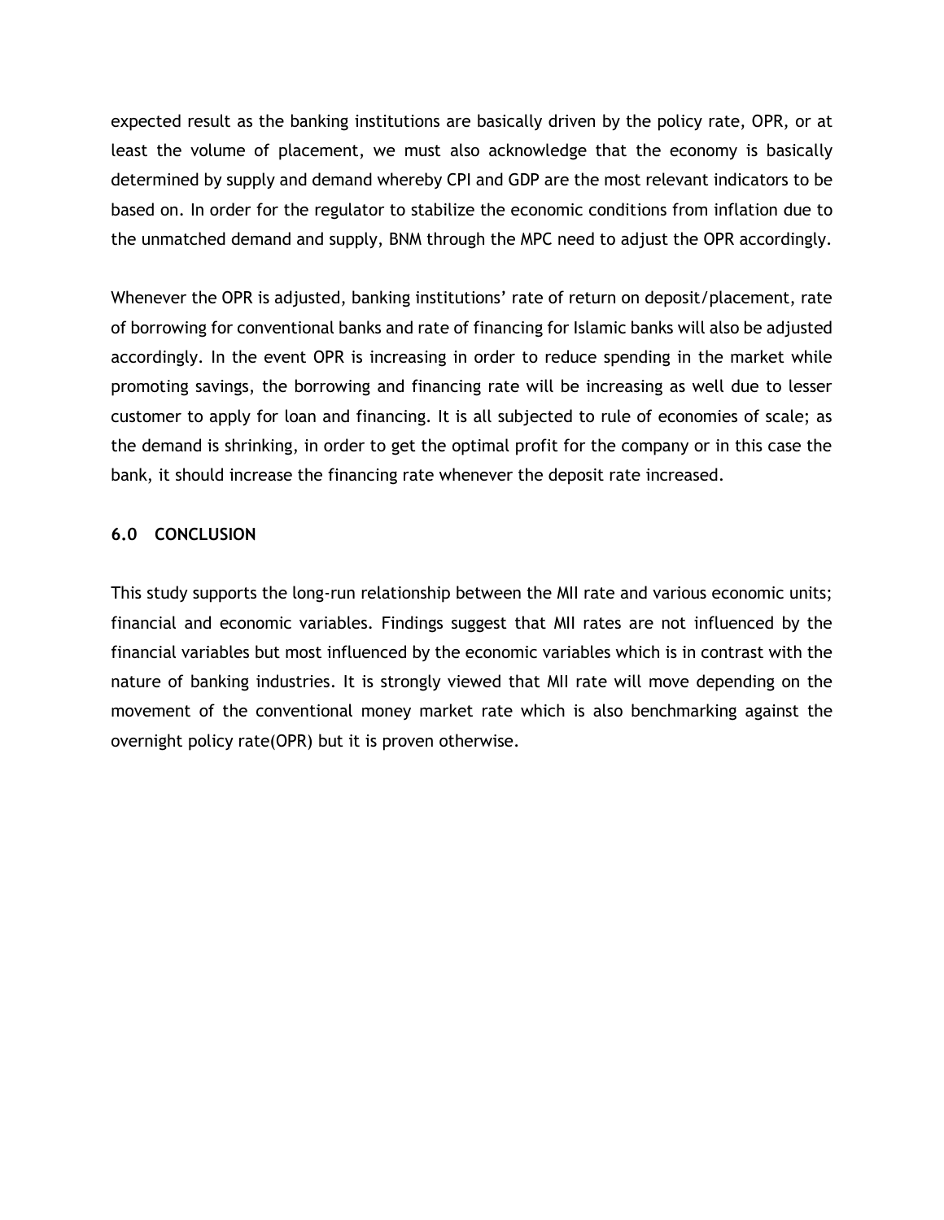expected result as the banking institutions are basically driven by the policy rate, OPR, or at least the volume of placement, we must also acknowledge that the economy is basically determined by supply and demand whereby CPI and GDP are the most relevant indicators to be based on. In order for the regulator to stabilize the economic conditions from inflation due to the unmatched demand and supply, BNM through the MPC need to adjust the OPR accordingly.

Whenever the OPR is adjusted, banking institutions' rate of return on deposit/placement, rate of borrowing for conventional banks and rate of financing for Islamic banks will also be adjusted accordingly. In the event OPR is increasing in order to reduce spending in the market while promoting savings, the borrowing and financing rate will be increasing as well due to lesser customer to apply for loan and financing. It is all subjected to rule of economies of scale; as the demand is shrinking, in order to get the optimal profit for the company or in this case the bank, it should increase the financing rate whenever the deposit rate increased.

## 6.0 CONCLUSION

This study supports the long-run relationship between the MII rate and various economic units; financial and economic variables. Findings suggest that MII rates are not influenced by the financial variables but most influenced by the economic variables which is in contrast with the nature of banking industries. It is strongly viewed that MII rate will move depending on the movement of the conventional money market rate which is also benchmarking against the overnight policy rate(OPR) but it is proven otherwise.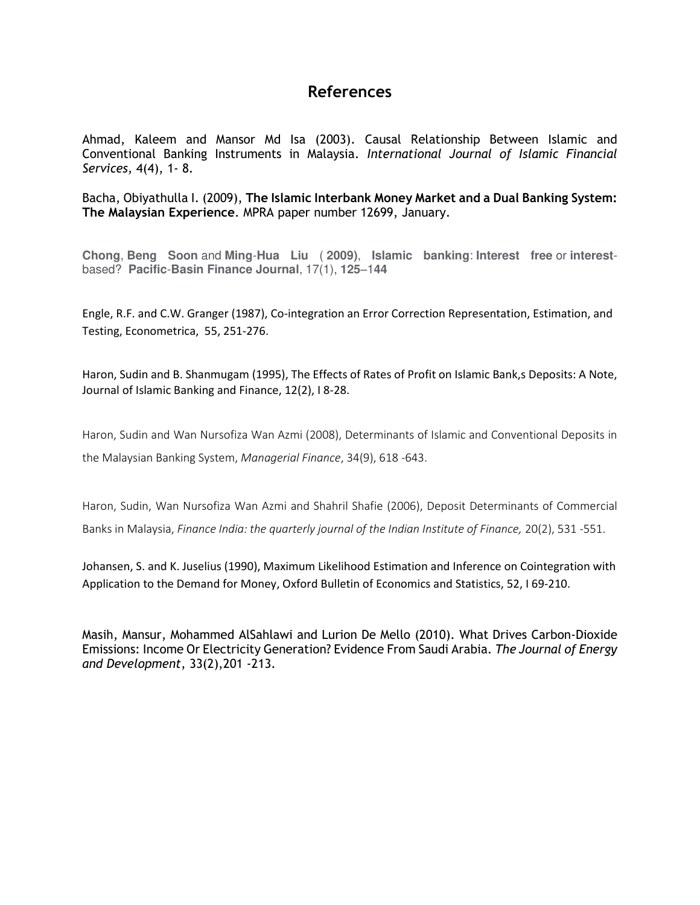## References

Ahmad, Kaleem and Mansor Md Isa (2003). Causal Relationship Between Islamic and Conventional Banking Instruments in Malaysia. *International Journal of Islamic Financial Services*, 4(4), 1- 8.

Bacha, Obiyathulla I. (2009), **The Islamic Interbank Money Market and a Dual Banking System: The Malaysian Experience**. MPRA paper number 12699, January.

**Chong**, **Beng Soon** and **Ming**-**Hua Liu** ( **2009**), **Islamic banking**: **Interest free** or **interest**-based? **Pacific**-**Basin Finance Journal**, 17(1), **125**–1**44**

Engle, R.F. and C.W. Granger (1987), Co-integration an Error Correction Representation, Estimation, and Testing, Econometrica, 55, 251-276.

Haron, Sudin and B. Shanmugam (1995), The Effects of Rates of Profit on Islamic Bank,s Deposits: A Note, Journal of Islamic Banking and Finance, 12(2), I 8-28.

Haron, Sudin and Wan Nursofiza Wan Azmi (2008), Determinants of Islamic and Conventional Deposits in the Malaysian Banking System, *Managerial Finance*, 34(9), 618 -643.

Haron, Sudin, Wan Nursofiza Wan Azmi and Shahril Shafie (2006), Deposit Determinants of Commercial Banks in Malaysia, *Finance India: the quarterly journal of the Indian Institute of Finance,* 20(2), 531 -551.

Johansen, S. and K. Juselius (1990), Maximum Likelihood Estimation and Inference on Cointegration with Application to the Demand for Money, Oxford Bulletin of Economics and Statistics, 52, I 69-210.

Masih, Mansur, Mohammed AlSahlawi and Lurion De Mello (2010). What Drives Carbon-Dioxide Emissions: Income Or Electricity Generation? Evidence From Saudi Arabia. *The Journal of Energy and Development*, 33(2),201 -213.